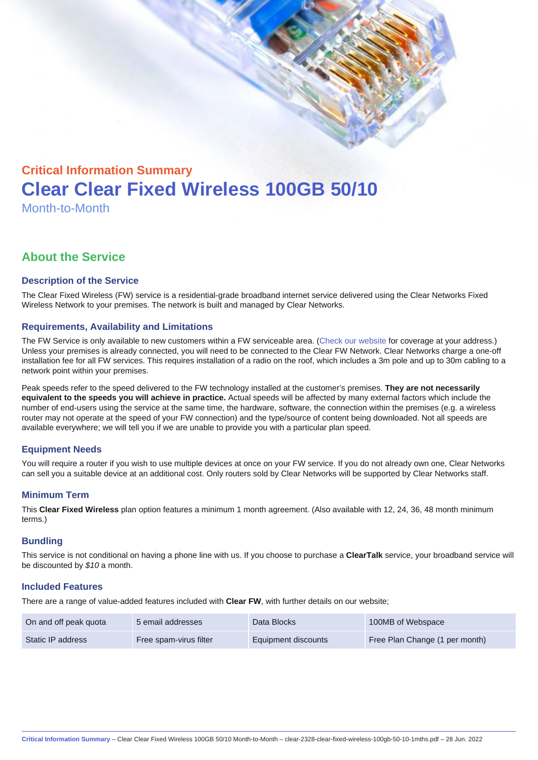## Critical Information Summary

# Clear Clear Fixed Wireless 100GB 50/10

Month-to-Month

## About the Service

### Description of the Service

The Clear Fixed Wireless (FW) service is a residential-grade broadband internet service delivered using the Clear Networks Fixed Wireless Network to your premises. The network is built and managed by Clear Networks.

### Requirements, Availability and Limitations

The FW Service is only available to new customers within a FW serviceable area. (Check our website for coverage at your address.) Unless your premises is already connected, you will need to be connected to the Clear FW Network. Clear Networks charge a one-off installation fee for all FW services. This requires installation of a radio on the roof, which includes a 3m pole and up to 30m cabling to a network point within your premises.

Peak speeds refer to the speed delivered to the FW technology installed at the customer's premises. **They are not necessarily equivalent to the speeds you will achieve in practice.** Actual speeds will be affected by many external factors which include the number of end-users using the service at the same time, the hardware, software, the connection within the premises (e.g. a wireless router may not operate at the speed of your FW connection) and the type/source of content being downloaded. Not all speeds are available everywhere; we will tell you if we are unable to provide you with a particular plan speed.

### Equipment Needs

You will require a router if you wish to use multiple devices at once on your FW service. If you do not already own one, Clear Networks can sell you a suitable device at an additional cost. Only routers sold by Clear Networks will be supported by Clear Networks staff.

### Minimum Term

This **Clear Fixed Wireless** plan option features a minimum 1 month agreement. (Also available with 12, 24, 36, 48 month minimum terms.)

### Bundling

This service is not conditional on having a phone line with us. If you choose to purchase a **ClearTalk** service, your broadband service will be discounted by *$10* a month.

### Included Features

There are a range of value-added features included with **Clear FW**, with further details on our website;

| | | | |
|---|---|---|---|
| On and off peak quota | 5 email addresses | Data Blocks | 100MB of Webspace |
| Static IP address | Free spam-virus filter | Equipment discounts | Free Plan Change (1 per month) |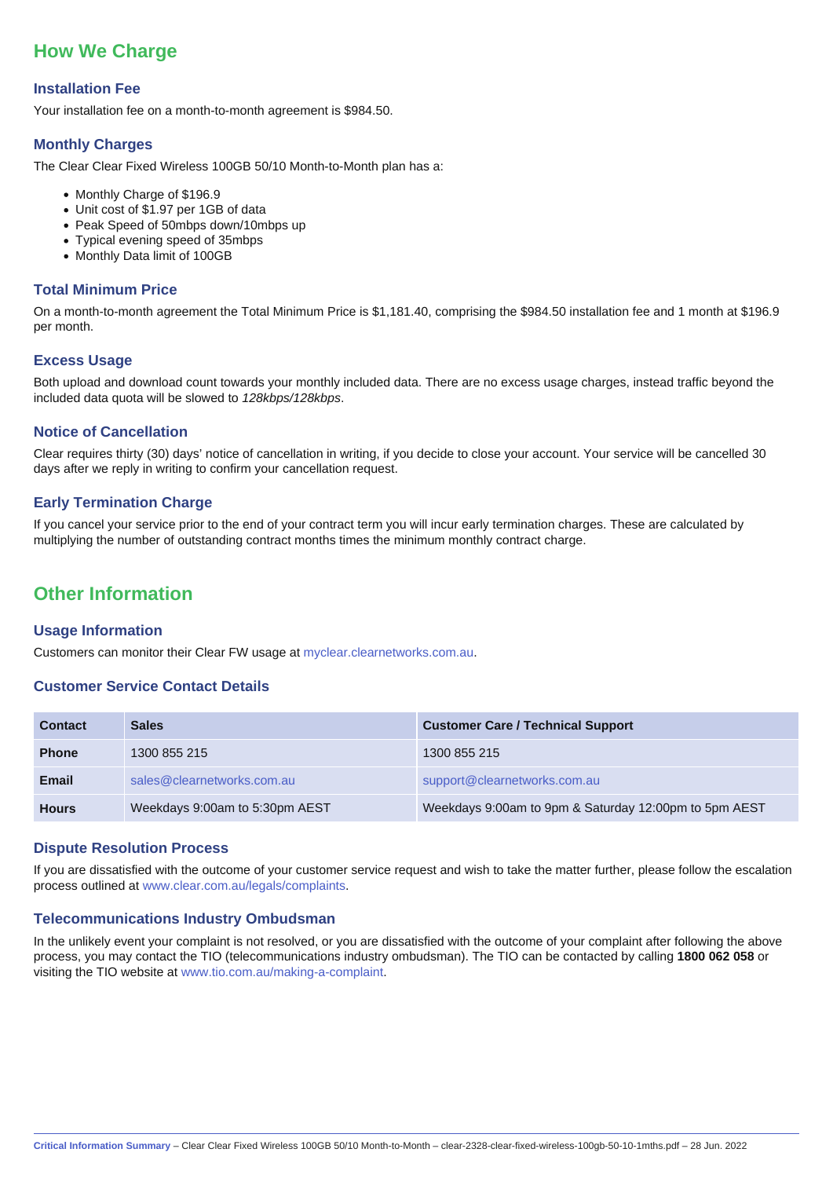## How We Charge

### Installation Fee

Your installation fee on a month-to-month agreement is $984.50.

### Monthly Charges

The Clear Clear Fixed Wireless 100GB 50/10 Month-to-Month plan has a:

- Monthly Charge of $196.9
- Unit cost of $1.97 per 1GB of data
- Peak Speed of 50mbps down/10mbps up
- Typical evening speed of 35mbps
- Monthly Data limit of 100GB

### Total Minimum Price

On a month-to-month agreement the Total Minimum Price is $1,181.40, comprising the $984.50 installation fee and 1 month at $196.9 per month.

### Excess Usage

Both upload and download count towards your monthly included data. There are no excess usage charges, instead traffic beyond the included data quota will be slowed to *128kbps/128kbps*.

### Notice of Cancellation

Clear requires thirty (30) days' notice of cancellation in writing, if you decide to close your account. Your service will be cancelled 30 days after we reply in writing to confirm your cancellation request.

### Early Termination Charge

If you cancel your service prior to the end of your contract term you will incur early termination charges. These are calculated by multiplying the number of outstanding contract months times the minimum monthly contract charge.

## Other Information

### Usage Information

Customers can monitor their Clear FW usage at myclear.clearnetworks.com.au.

### Customer Service Contact Details

| Contact | Sales | Customer Care / Technical Support |
|---|---|---|
| **Phone** | 1300 855 215 | 1300 855 215 |
| **Email** | sales@clearnetworks.com.au | support@clearnetworks.com.au |
| **Hours** | Weekdays 9:00am to 5:30pm AEST | Weekdays 9:00am to 9pm & Saturday 12:00pm to 5pm AEST |

### Dispute Resolution Process

If you are dissatisfied with the outcome of your customer service request and wish to take the matter further, please follow the escalation process outlined at www.clear.com.au/legals/complaints.

### Telecommunications Industry Ombudsman

In the unlikely event your complaint is not resolved, or you are dissatisfied with the outcome of your complaint after following the above process, you may contact the TIO (telecommunications industry ombudsman). The TIO can be contacted by calling **1800 062 058** or visiting the TIO website at www.tio.com.au/making-a-complaint.